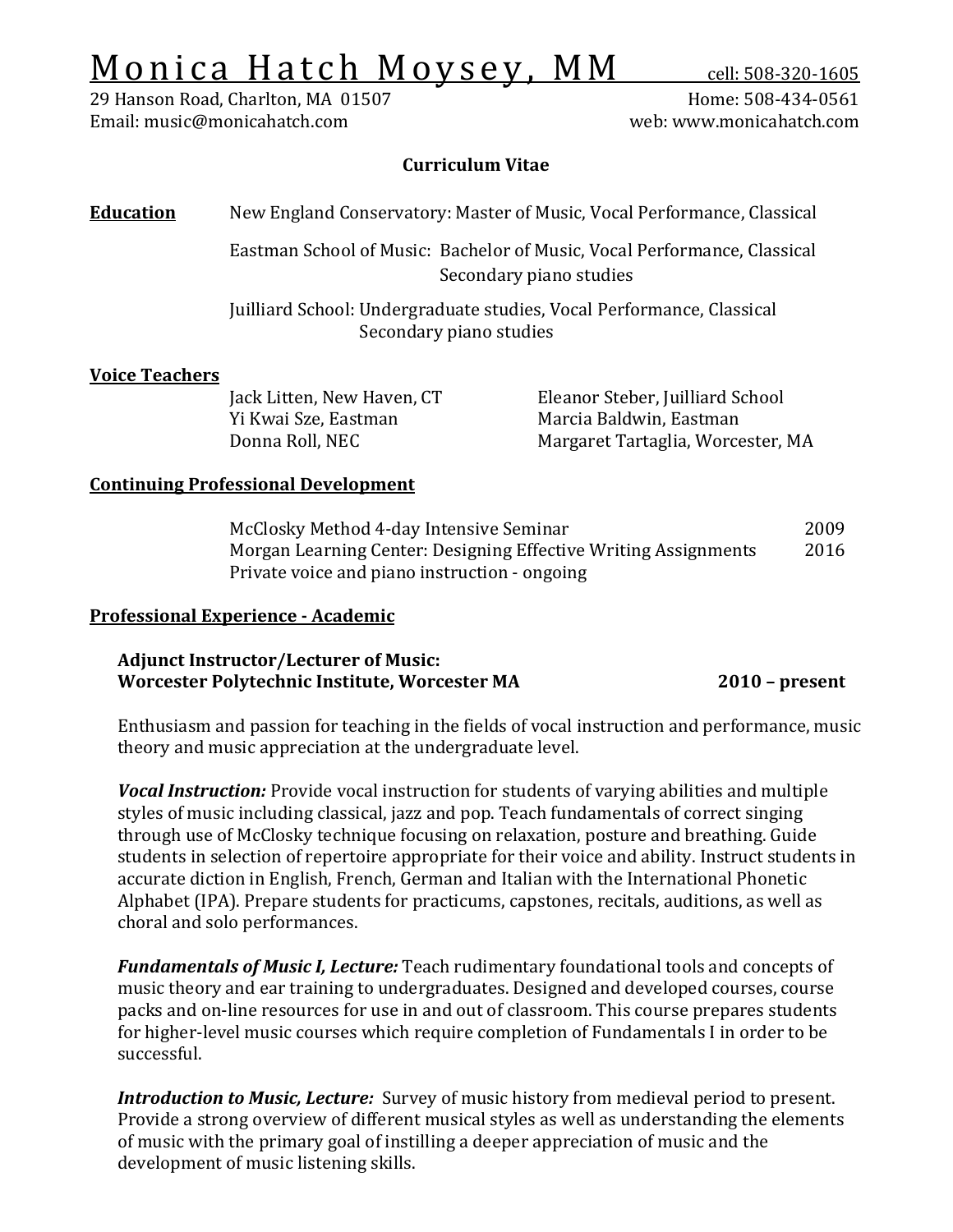# Monica Hatch Moysey, MM

cell: 508-320-1605
29 Hanson Road, Charlton, MA 01507
Home: 508-434-0561
Email: music@monicahatch.com
web: www.monicahatch.com

**Curriculum Vitae**

## Education

New England Conservatory: Master of Music, Vocal Performance, Classical

Eastman School of Music: Bachelor of Music, Vocal Performance, Classical
Secondary piano studies

Juilliard School: Undergraduate studies, Vocal Performance, Classical
Secondary piano studies

## Voice Teachers

Jack Litten, New Haven, CT
Yi Kwai Sze, Eastman
Donna Roll, NEC
Eleanor Steber, Juilliard School
Marcia Baldwin, Eastman
Margaret Tartaglia, Worcester, MA

## Continuing Professional Development

McClosky Method 4-day Intensive Seminar 2009
Morgan Learning Center: Designing Effective Writing Assignments 2016
Private voice and piano instruction - ongoing

## Professional Experience - Academic

**Adjunct Instructor/Lecturer of Music:**
**Worcester Polytechnic Institute, Worcester MA** **2010 – present**

Enthusiasm and passion for teaching in the fields of vocal instruction and performance, music theory and music appreciation at the undergraduate level.

***Vocal Instruction:*** Provide vocal instruction for students of varying abilities and multiple styles of music including classical, jazz and pop. Teach fundamentals of correct singing through use of McClosky technique focusing on relaxation, posture and breathing. Guide students in selection of repertoire appropriate for their voice and ability. Instruct students in accurate diction in English, French, German and Italian with the International Phonetic Alphabet (IPA). Prepare students for practicums, capstones, recitals, auditions, as well as choral and solo performances.

***Fundamentals of Music I, Lecture:*** Teach rudimentary foundational tools and concepts of music theory and ear training to undergraduates. Designed and developed courses, course packs and on-line resources for use in and out of classroom. This course prepares students for higher-level music courses which require completion of Fundamentals I in order to be successful.

***Introduction to Music, Lecture:*** Survey of music history from medieval period to present. Provide a strong overview of different musical styles as well as understanding the elements of music with the primary goal of instilling a deeper appreciation of music and the development of music listening skills.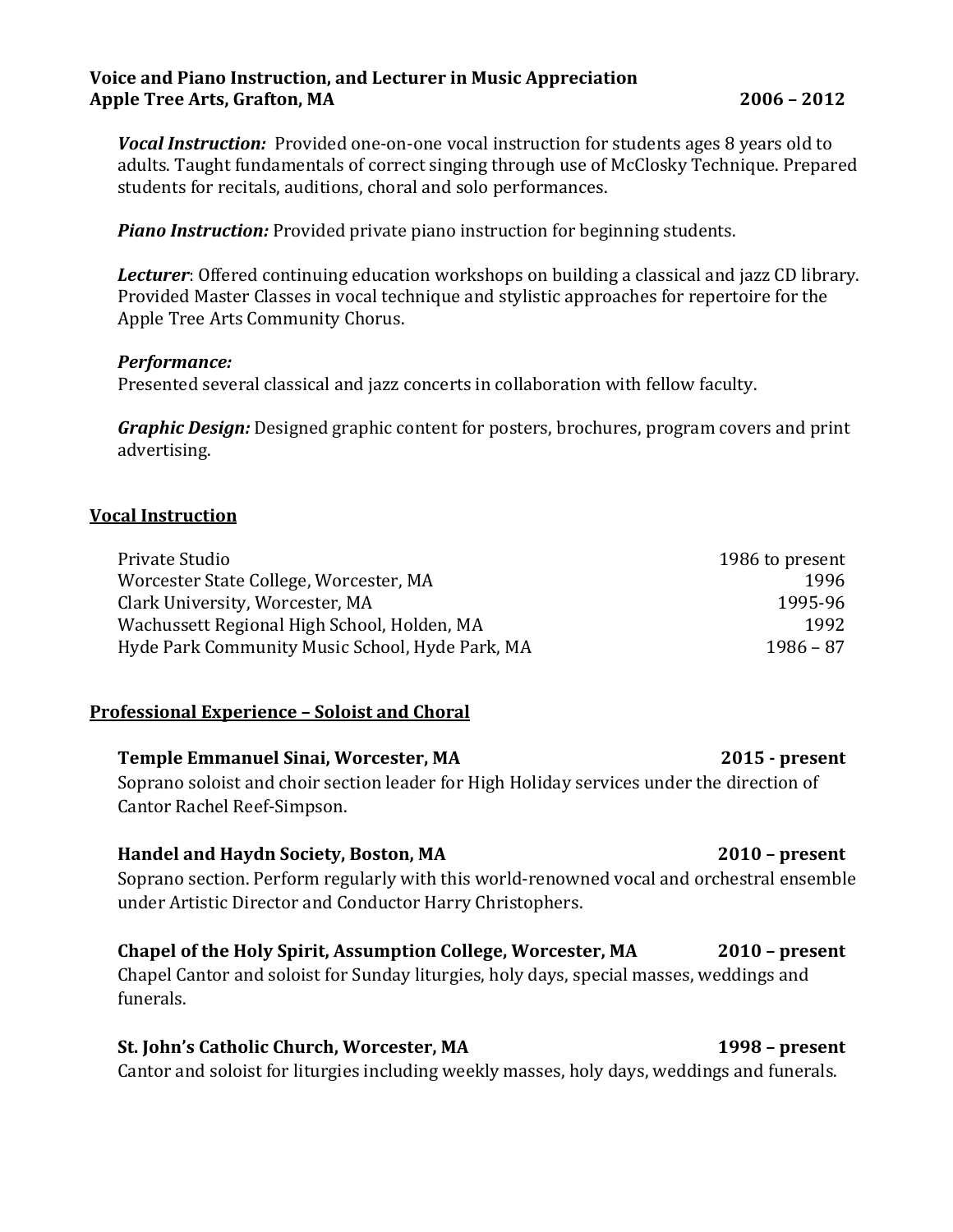**Voice and Piano Instruction, and Lecturer in Music Appreciation**
**Apple Tree Arts, Grafton, MA** **2006 – 2012**

***Vocal Instruction:*** Provided one-on-one vocal instruction for students ages 8 years old to adults. Taught fundamentals of correct singing through use of McClosky Technique. Prepared students for recitals, auditions, choral and solo performances.

***Piano Instruction:*** Provided private piano instruction for beginning students.

***Lecturer***: Offered continuing education workshops on building a classical and jazz CD library. Provided Master Classes in vocal technique and stylistic approaches for repertoire for the Apple Tree Arts Community Chorus.

***Performance:***
Presented several classical and jazz concerts in collaboration with fellow faculty.

***Graphic Design:*** Designed graphic content for posters, brochures, program covers and print advertising.

## Vocal Instruction

| | |
|---|---|
| Private Studio | 1986 to present |
| Worcester State College, Worcester, MA | 1996 |
| Clark University, Worcester, MA | 1995-96 |
| Wachussett Regional High School, Holden, MA | 1992 |
| Hyde Park Community Music School, Hyde Park, MA | 1986 – 87 |

## Professional Experience – Soloist and Choral

**Temple Emmanuel Sinai, Worcester, MA** **2015 - present**
Soprano soloist and choir section leader for High Holiday services under the direction of Cantor Rachel Reef-Simpson.

**Handel and Haydn Society, Boston, MA** **2010 – present**
Soprano section. Perform regularly with this world-renowned vocal and orchestral ensemble under Artistic Director and Conductor Harry Christophers.

**Chapel of the Holy Spirit, Assumption College, Worcester, MA** **2010 – present**
Chapel Cantor and soloist for Sunday liturgies, holy days, special masses, weddings and funerals.

**St. John's Catholic Church, Worcester, MA** **1998 – present**
Cantor and soloist for liturgies including weekly masses, holy days, weddings and funerals.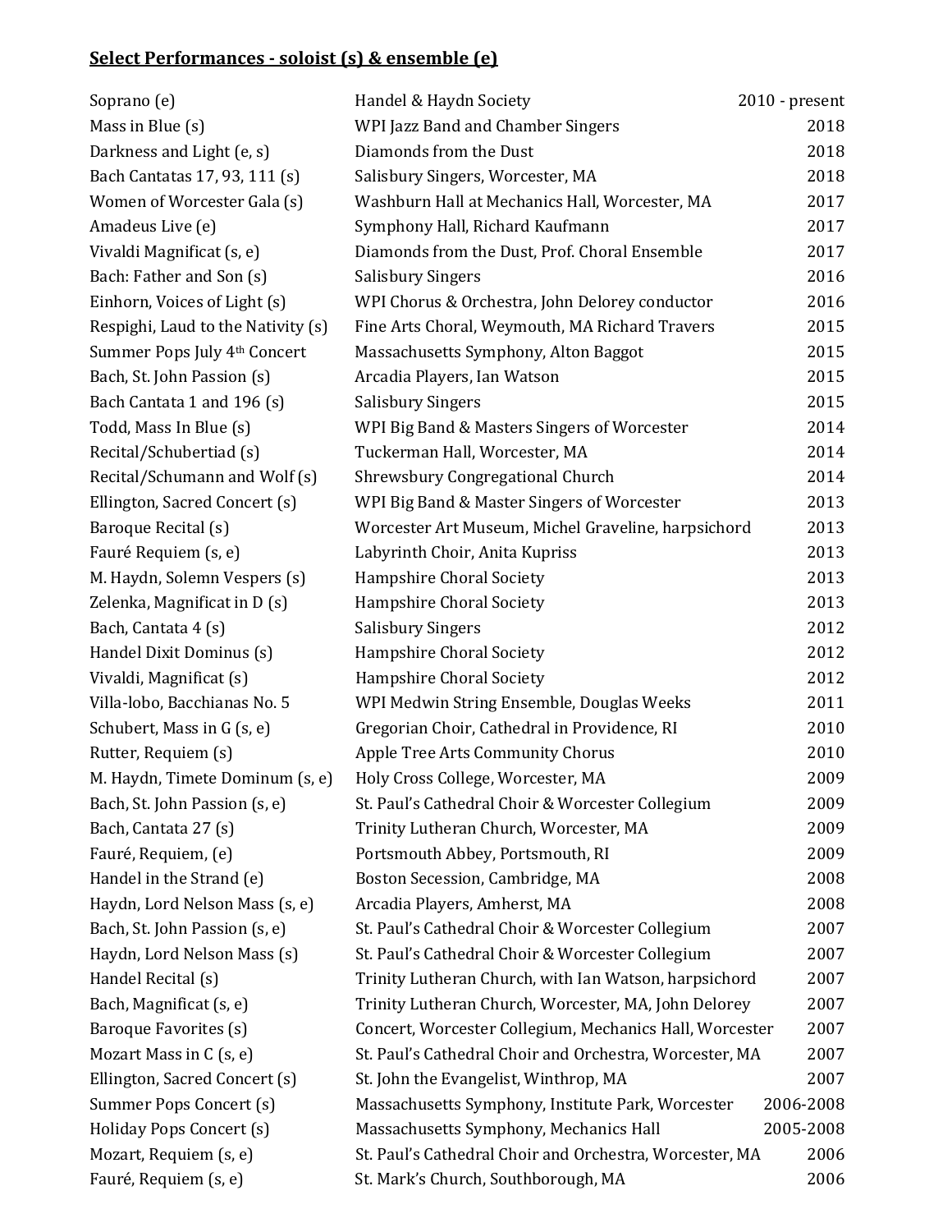## Select Performances - soloist (s) & ensemble (e)

| | | |
|---|---|---|
| Soprano (e) | Handel & Haydn Society | 2010 - present |
| Mass in Blue (s) | WPI Jazz Band and Chamber Singers | 2018 |
| Darkness and Light (e, s) | Diamonds from the Dust | 2018 |
| Bach Cantatas 17, 93, 111 (s) | Salisbury Singers, Worcester, MA | 2018 |
| Women of Worcester Gala (s) | Washburn Hall at Mechanics Hall, Worcester, MA | 2017 |
| Amadeus Live (e) | Symphony Hall, Richard Kaufmann | 2017 |
| Vivaldi Magnificat (s, e) | Diamonds from the Dust, Prof. Choral Ensemble | 2017 |
| Bach: Father and Son (s) | Salisbury Singers | 2016 |
| Einhorn, Voices of Light (s) | WPI Chorus & Orchestra, John Delorey conductor | 2016 |
| Respighi, Laud to the Nativity (s) | Fine Arts Choral, Weymouth, MA Richard Travers | 2015 |
| Summer Pops July 4th Concert | Massachusetts Symphony, Alton Baggot | 2015 |
| Bach, St. John Passion (s) | Arcadia Players, Ian Watson | 2015 |
| Bach Cantata 1 and 196 (s) | Salisbury Singers | 2015 |
| Todd, Mass In Blue (s) | WPI Big Band & Masters Singers of Worcester | 2014 |
| Recital/Schubertiad (s) | Tuckerman Hall, Worcester, MA | 2014 |
| Recital/Schumann and Wolf (s) | Shrewsbury Congregational Church | 2014 |
| Ellington, Sacred Concert (s) | WPI Big Band & Master Singers of Worcester | 2013 |
| Baroque Recital (s) | Worcester Art Museum, Michel Graveline, harpsichord | 2013 |
| Fauré Requiem (s, e) | Labyrinth Choir, Anita Kupriss | 2013 |
| M. Haydn, Solemn Vespers (s) | Hampshire Choral Society | 2013 |
| Zelenka, Magnificat in D (s) | Hampshire Choral Society | 2013 |
| Bach, Cantata 4 (s) | Salisbury Singers | 2012 |
| Handel Dixit Dominus (s) | Hampshire Choral Society | 2012 |
| Vivaldi, Magnificat (s) | Hampshire Choral Society | 2012 |
| Villa-lobo, Bacchianas No. 5 | WPI Medwin String Ensemble, Douglas Weeks | 2011 |
| Schubert, Mass in G (s, e) | Gregorian Choir, Cathedral in Providence, RI | 2010 |
| Rutter, Requiem (s) | Apple Tree Arts Community Chorus | 2010 |
| M. Haydn, Timete Dominum (s, e) | Holy Cross College, Worcester, MA | 2009 |
| Bach, St. John Passion (s, e) | St. Paul's Cathedral Choir & Worcester Collegium | 2009 |
| Bach, Cantata 27 (s) | Trinity Lutheran Church, Worcester, MA | 2009 |
| Fauré, Requiem, (e) | Portsmouth Abbey, Portsmouth, RI | 2009 |
| Handel in the Strand (e) | Boston Secession, Cambridge, MA | 2008 |
| Haydn, Lord Nelson Mass (s, e) | Arcadia Players, Amherst, MA | 2008 |
| Bach, St. John Passion (s, e) | St. Paul's Cathedral Choir & Worcester Collegium | 2007 |
| Haydn, Lord Nelson Mass (s) | St. Paul's Cathedral Choir & Worcester Collegium | 2007 |
| Handel Recital (s) | Trinity Lutheran Church, with Ian Watson, harpsichord | 2007 |
| Bach, Magnificat (s, e) | Trinity Lutheran Church, Worcester, MA, John Delorey | 2007 |
| Baroque Favorites (s) | Concert, Worcester Collegium, Mechanics Hall, Worcester | 2007 |
| Mozart Mass in C (s, e) | St. Paul's Cathedral Choir and Orchestra, Worcester, MA | 2007 |
| Ellington, Sacred Concert (s) | St. John the Evangelist, Winthrop, MA | 2007 |
| Summer Pops Concert (s) | Massachusetts Symphony, Institute Park, Worcester | 2006-2008 |
| Holiday Pops Concert (s) | Massachusetts Symphony, Mechanics Hall | 2005-2008 |
| Mozart, Requiem (s, e) | St. Paul's Cathedral Choir and Orchestra, Worcester, MA | 2006 |
| Fauré, Requiem (s, e) | St. Mark's Church, Southborough, MA | 2006 |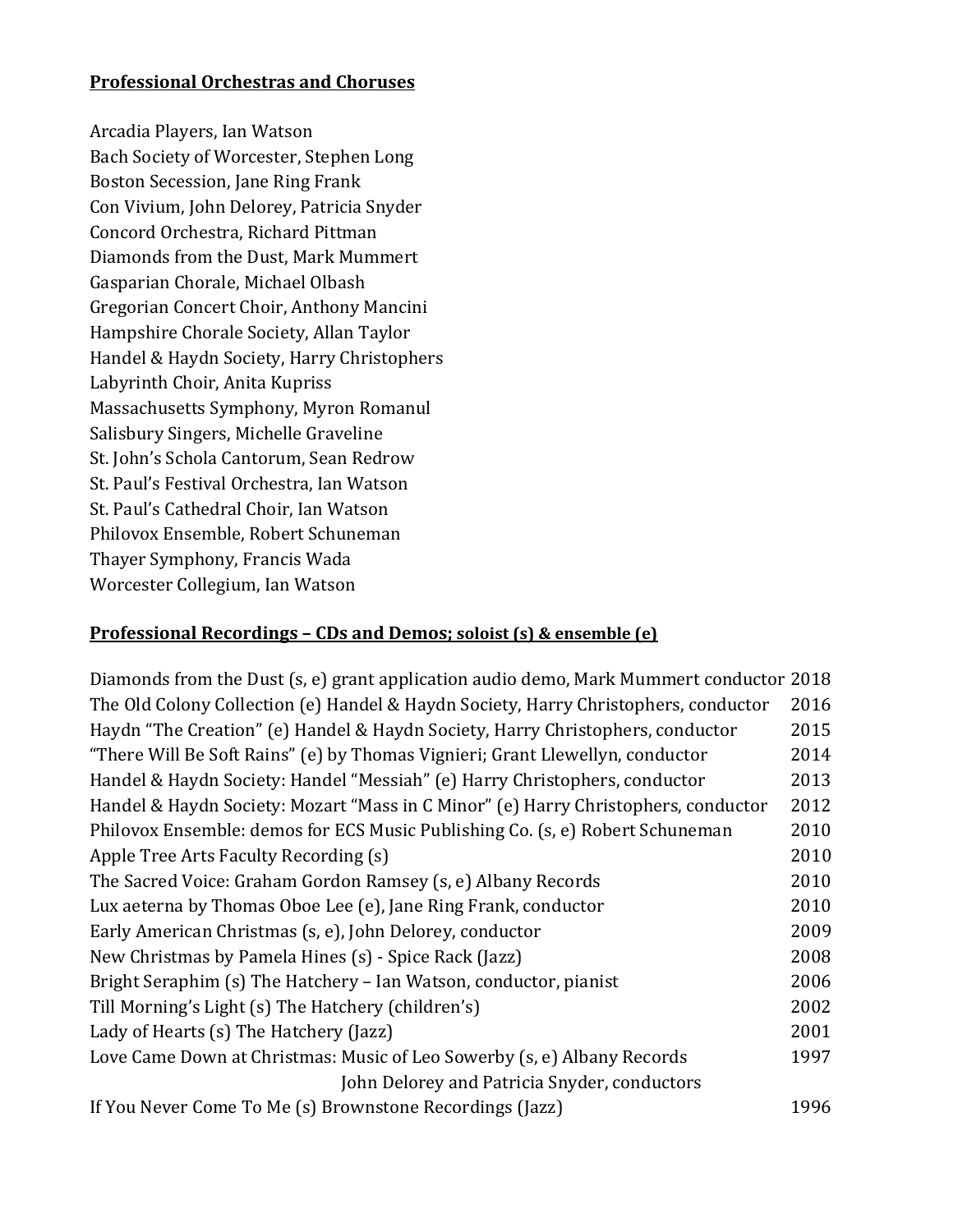**Professional Orchestras and Choruses**

Arcadia Players, Ian Watson
Bach Society of Worcester, Stephen Long
Boston Secession, Jane Ring Frank
Con Vivium, John Delorey, Patricia Snyder
Concord Orchestra, Richard Pittman
Diamonds from the Dust, Mark Mummert
Gasparian Chorale, Michael Olbash
Gregorian Concert Choir, Anthony Mancini
Hampshire Chorale Society, Allan Taylor
Handel & Haydn Society, Harry Christophers
Labyrinth Choir, Anita Kupriss
Massachusetts Symphony, Myron Romanul
Salisbury Singers, Michelle Graveline
St. John's Schola Cantorum, Sean Redrow
St. Paul's Festival Orchestra, Ian Watson
St. Paul's Cathedral Choir, Ian Watson
Philovox Ensemble, Robert Schuneman
Thayer Symphony, Francis Wada
Worcester Collegium, Ian Watson

**Professional Recordings – CDs and Demos; soloist (s) & ensemble (e)**

| | |
|---|---|
| Diamonds from the Dust (s, e) grant application audio demo, Mark Mummert conductor | 2018 |
| The Old Colony Collection (e) Handel & Haydn Society, Harry Christophers, conductor | 2016 |
| Haydn "The Creation" (e) Handel & Haydn Society, Harry Christophers, conductor | 2015 |
| "There Will Be Soft Rains" (e) by Thomas Vignieri; Grant Llewellyn, conductor | 2014 |
| Handel & Haydn Society: Handel "Messiah" (e) Harry Christophers, conductor | 2013 |
| Handel & Haydn Society: Mozart "Mass in C Minor" (e) Harry Christophers, conductor | 2012 |
| Philovox Ensemble: demos for ECS Music Publishing Co. (s, e) Robert Schuneman | 2010 |
| Apple Tree Arts Faculty Recording (s) | 2010 |
| The Sacred Voice: Graham Gordon Ramsey (s, e) Albany Records | 2010 |
| Lux aeterna by Thomas Oboe Lee (e), Jane Ring Frank, conductor | 2010 |
| Early American Christmas (s, e), John Delorey, conductor | 2009 |
| New Christmas by Pamela Hines (s) - Spice Rack (Jazz) | 2008 |
| Bright Seraphim (s) The Hatchery – Ian Watson, conductor, pianist | 2006 |
| Till Morning's Light (s) The Hatchery (children's) | 2002 |
| Lady of Hearts (s) The Hatchery (Jazz) | 2001 |
| Love Came Down at Christmas: Music of Leo Sowerby (s, e) Albany Records<br>John Delorey and Patricia Snyder, conductors | 1997 |
| If You Never Come To Me (s) Brownstone Recordings (Jazz) | 1996 |